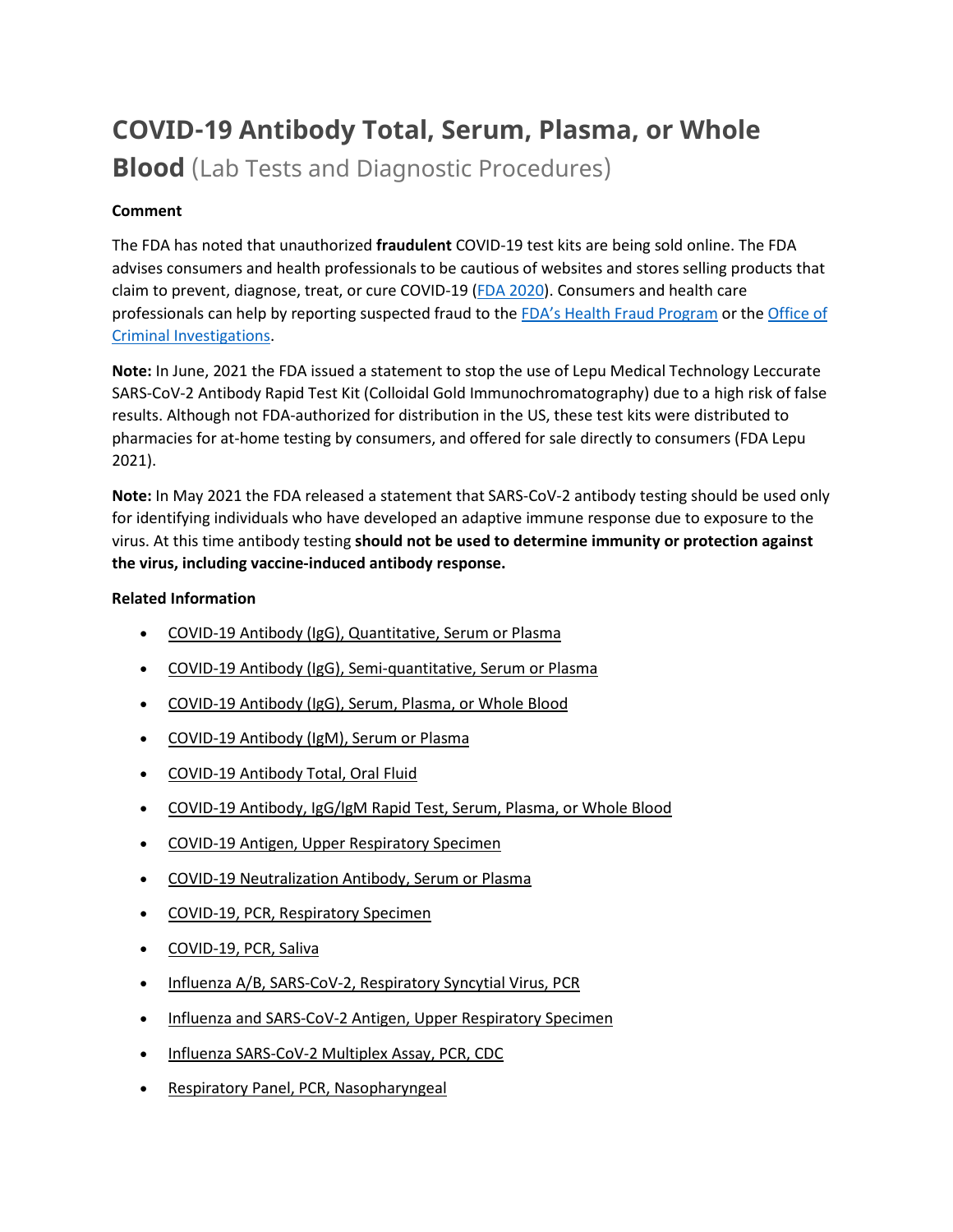# COVID-19 Antibody Total, Serum, Plasma, or Whole Blood (Lab Tests and Diagnostic Procedures)

**Comment**

The FDA has noted that unauthorized **fraudulent** COVID-19 test kits are being sold online. The FDA advises consumers and health professionals to be cautious of websites and stores selling products that claim to prevent, diagnose, treat, or cure COVID-19 (FDA 2020). Consumers and health care professionals can help by reporting suspected fraud to the FDA's Health Fraud Program or the Office of Criminal Investigations.

**Note:** In June, 2021 the FDA issued a statement to stop the use of Lepu Medical Technology Leccurate SARS-CoV-2 Antibody Rapid Test Kit (Colloidal Gold Immunochromatography) due to a high risk of false results. Although not FDA-authorized for distribution in the US, these test kits were distributed to pharmacies for at-home testing by consumers, and offered for sale directly to consumers (FDA Lepu 2021).

**Note:** In May 2021 the FDA released a statement that SARS-CoV-2 antibody testing should be used only for identifying individuals who have developed an adaptive immune response due to exposure to the virus. At this time antibody testing **should not be used to determine immunity or protection against the virus, including vaccine-induced antibody response.**

**Related Information**

- COVID-19 Antibody (IgG), Quantitative, Serum or Plasma
- COVID-19 Antibody (IgG), Semi-quantitative, Serum or Plasma
- COVID-19 Antibody (IgG), Serum, Plasma, or Whole Blood
- COVID-19 Antibody (IgM), Serum or Plasma
- COVID-19 Antibody Total, Oral Fluid
- COVID-19 Antibody, IgG/IgM Rapid Test, Serum, Plasma, or Whole Blood
- COVID-19 Antigen, Upper Respiratory Specimen
- COVID-19 Neutralization Antibody, Serum or Plasma
- COVID-19, PCR, Respiratory Specimen
- COVID-19, PCR, Saliva
- Influenza A/B, SARS-CoV-2, Respiratory Syncytial Virus, PCR
- Influenza and SARS-CoV-2 Antigen, Upper Respiratory Specimen
- Influenza SARS-CoV-2 Multiplex Assay, PCR, CDC
- Respiratory Panel, PCR, Nasopharyngeal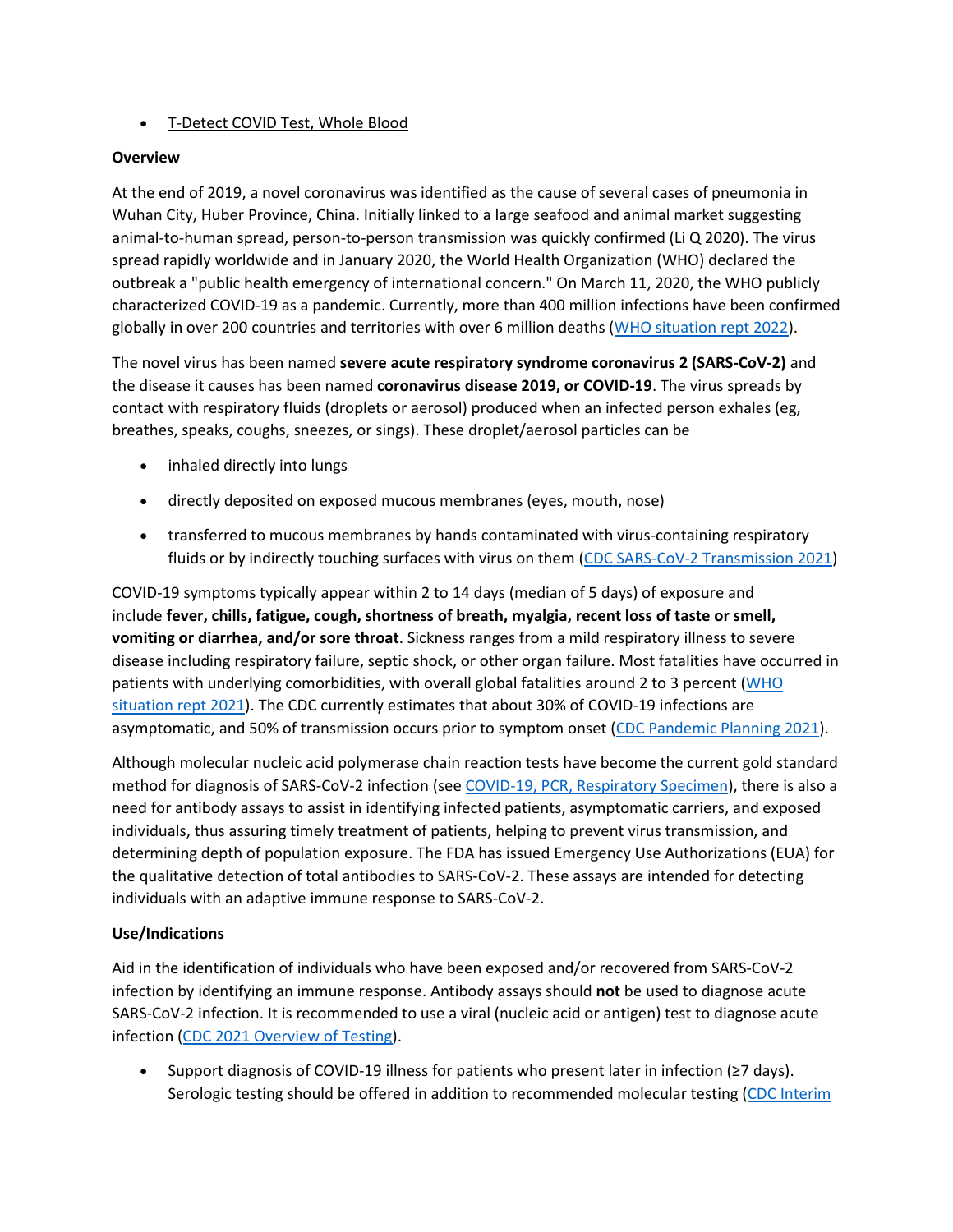- T-Detect COVID Test, Whole Blood

**Overview**

At the end of 2019, a novel coronavirus was identified as the cause of several cases of pneumonia in Wuhan City, Huber Province, China. Initially linked to a large seafood and animal market suggesting animal-to-human spread, person-to-person transmission was quickly confirmed (Li Q 2020). The virus spread rapidly worldwide and in January 2020, the World Health Organization (WHO) declared the outbreak a "public health emergency of international concern." On March 11, 2020, the WHO publicly characterized COVID-19 as a pandemic. Currently, more than 400 million infections have been confirmed globally in over 200 countries and territories with over 6 million deaths (WHO situation rept 2022).

The novel virus has been named **severe acute respiratory syndrome coronavirus 2 (SARS-CoV-2)** and the disease it causes has been named **coronavirus disease 2019, or COVID-19**. The virus spreads by contact with respiratory fluids (droplets or aerosol) produced when an infected person exhales (eg, breathes, speaks, coughs, sneezes, or sings). These droplet/aerosol particles can be

- inhaled directly into lungs
- directly deposited on exposed mucous membranes (eyes, mouth, nose)
- transferred to mucous membranes by hands contaminated with virus-containing respiratory fluids or by indirectly touching surfaces with virus on them (CDC SARS-CoV-2 Transmission 2021)

COVID-19 symptoms typically appear within 2 to 14 days (median of 5 days) of exposure and include **fever, chills, fatigue, cough, shortness of breath, myalgia, recent loss of taste or smell, vomiting or diarrhea, and/or sore throat**. Sickness ranges from a mild respiratory illness to severe disease including respiratory failure, septic shock, or other organ failure. Most fatalities have occurred in patients with underlying comorbidities, with overall global fatalities around 2 to 3 percent (WHO situation rept 2021). The CDC currently estimates that about 30% of COVID-19 infections are asymptomatic, and 50% of transmission occurs prior to symptom onset (CDC Pandemic Planning 2021).

Although molecular nucleic acid polymerase chain reaction tests have become the current gold standard method for diagnosis of SARS-CoV-2 infection (see COVID-19, PCR, Respiratory Specimen), there is also a need for antibody assays to assist in identifying infected patients, asymptomatic carriers, and exposed individuals, thus assuring timely treatment of patients, helping to prevent virus transmission, and determining depth of population exposure. The FDA has issued Emergency Use Authorizations (EUA) for the qualitative detection of total antibodies to SARS-CoV-2. These assays are intended for detecting individuals with an adaptive immune response to SARS-CoV-2.

**Use/Indications**

Aid in the identification of individuals who have been exposed and/or recovered from SARS-CoV-2 infection by identifying an immune response. Antibody assays should **not** be used to diagnose acute SARS-CoV-2 infection. It is recommended to use a viral (nucleic acid or antigen) test to diagnose acute infection (CDC 2021 Overview of Testing).

- Support diagnosis of COVID-19 illness for patients who present later in infection (≥7 days). Serologic testing should be offered in addition to recommended molecular testing (CDC Interim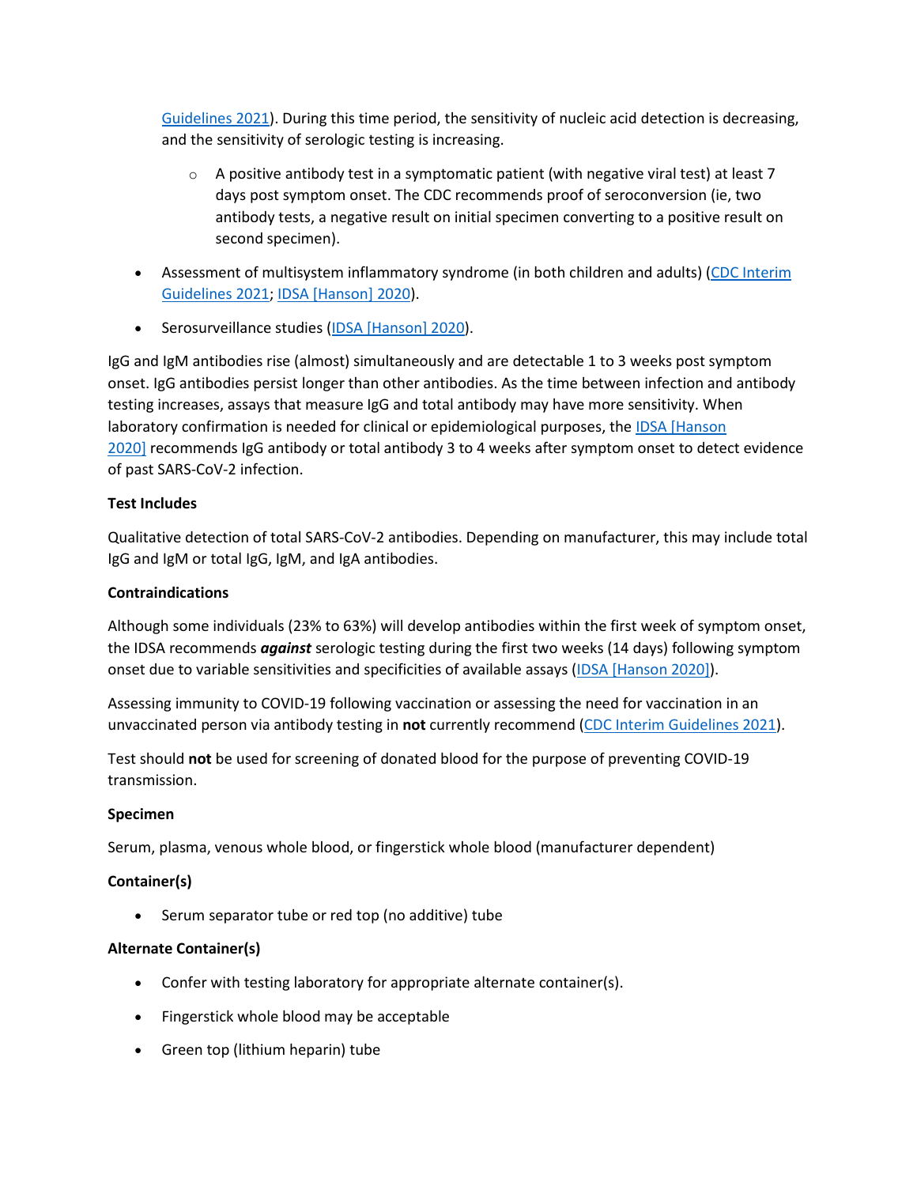Guidelines 2021). During this time period, the sensitivity of nucleic acid detection is decreasing, and the sensitivity of serologic testing is increasing.

    - A positive antibody test in a symptomatic patient (with negative viral test) at least 7 days post symptom onset. The CDC recommends proof of seroconversion (ie, two antibody tests, a negative result on initial specimen converting to a positive result on second specimen).

- Assessment of multisystem inflammatory syndrome (in both children and adults) (CDC Interim Guidelines 2021; IDSA [Hanson] 2020).

- Serosurveillance studies (IDSA [Hanson] 2020).

IgG and IgM antibodies rise (almost) simultaneously and are detectable 1 to 3 weeks post symptom onset. IgG antibodies persist longer than other antibodies. As the time between infection and antibody testing increases, assays that measure IgG and total antibody may have more sensitivity. When laboratory confirmation is needed for clinical or epidemiological purposes, the IDSA [Hanson 2020] recommends IgG antibody or total antibody 3 to 4 weeks after symptom onset to detect evidence of past SARS-CoV-2 infection.

**Test Includes**

Qualitative detection of total SARS-CoV-2 antibodies. Depending on manufacturer, this may include total IgG and IgM or total IgG, IgM, and IgA antibodies.

**Contraindications**

Although some individuals (23% to 63%) will develop antibodies within the first week of symptom onset, the IDSA recommends ***against*** serologic testing during the first two weeks (14 days) following symptom onset due to variable sensitivities and specificities of available assays (IDSA [Hanson 2020]).

Assessing immunity to COVID-19 following vaccination or assessing the need for vaccination in an unvaccinated person via antibody testing in **not** currently recommend (CDC Interim Guidelines 2021).

Test should **not** be used for screening of donated blood for the purpose of preventing COVID-19 transmission.

**Specimen**

Serum, plasma, venous whole blood, or fingerstick whole blood (manufacturer dependent)

**Container(s)**

- Serum separator tube or red top (no additive) tube

**Alternate Container(s)**

- Confer with testing laboratory for appropriate alternate container(s).
- Fingerstick whole blood may be acceptable
- Green top (lithium heparin) tube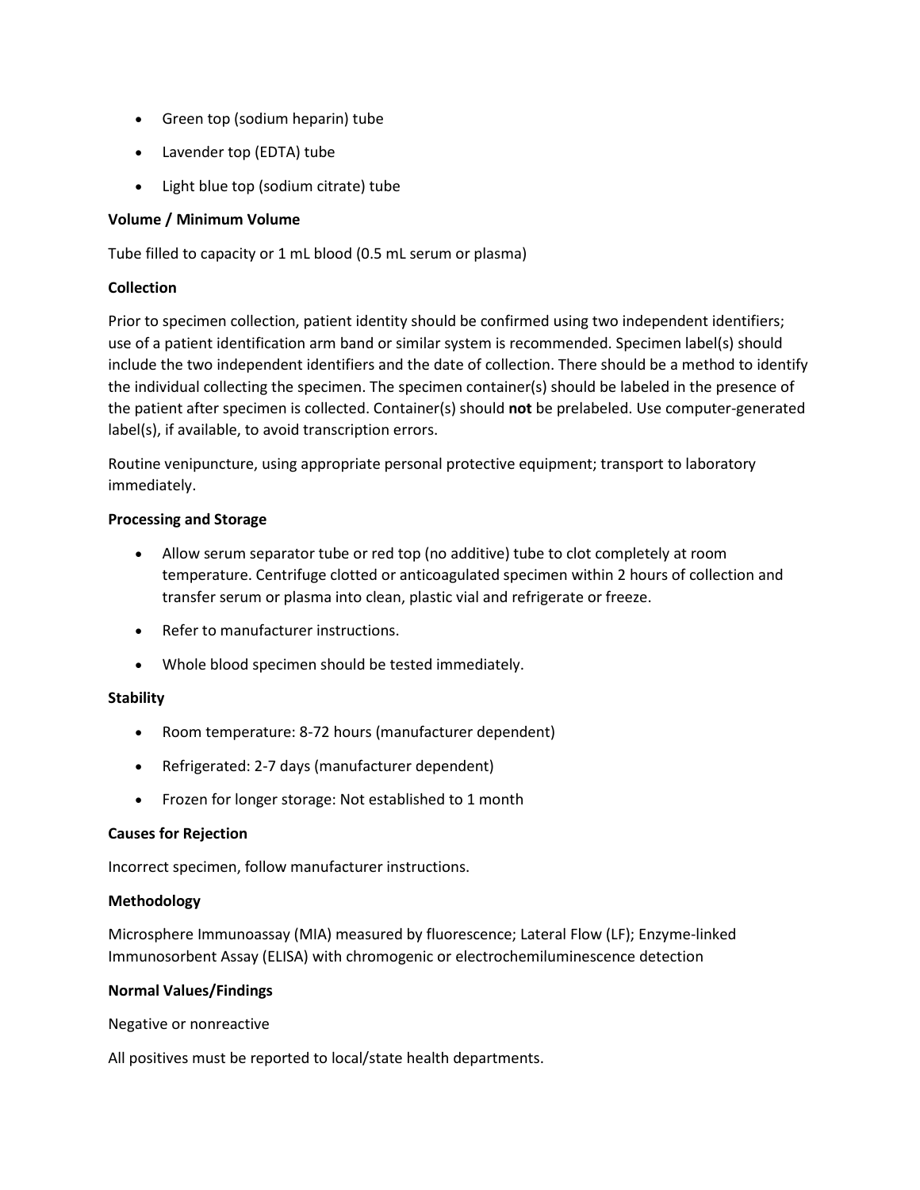- Green top (sodium heparin) tube
- Lavender top (EDTA) tube
- Light blue top (sodium citrate) tube

**Volume / Minimum Volume**

Tube filled to capacity or 1 mL blood (0.5 mL serum or plasma)

**Collection**

Prior to specimen collection, patient identity should be confirmed using two independent identifiers; use of a patient identification arm band or similar system is recommended. Specimen label(s) should include the two independent identifiers and the date of collection. There should be a method to identify the individual collecting the specimen. The specimen container(s) should be labeled in the presence of the patient after specimen is collected. Container(s) should **not** be prelabeled. Use computer-generated label(s), if available, to avoid transcription errors.

Routine venipuncture, using appropriate personal protective equipment; transport to laboratory immediately.

**Processing and Storage**

- Allow serum separator tube or red top (no additive) tube to clot completely at room temperature. Centrifuge clotted or anticoagulated specimen within 2 hours of collection and transfer serum or plasma into clean, plastic vial and refrigerate or freeze.
- Refer to manufacturer instructions.
- Whole blood specimen should be tested immediately.

**Stability**

- Room temperature: 8-72 hours (manufacturer dependent)
- Refrigerated: 2-7 days (manufacturer dependent)
- Frozen for longer storage: Not established to 1 month

**Causes for Rejection**

Incorrect specimen, follow manufacturer instructions.

**Methodology**

Microsphere Immunoassay (MIA) measured by fluorescence; Lateral Flow (LF); Enzyme-linked Immunosorbent Assay (ELISA) with chromogenic or electrochemiluminescence detection

**Normal Values/Findings**

Negative or nonreactive

All positives must be reported to local/state health departments.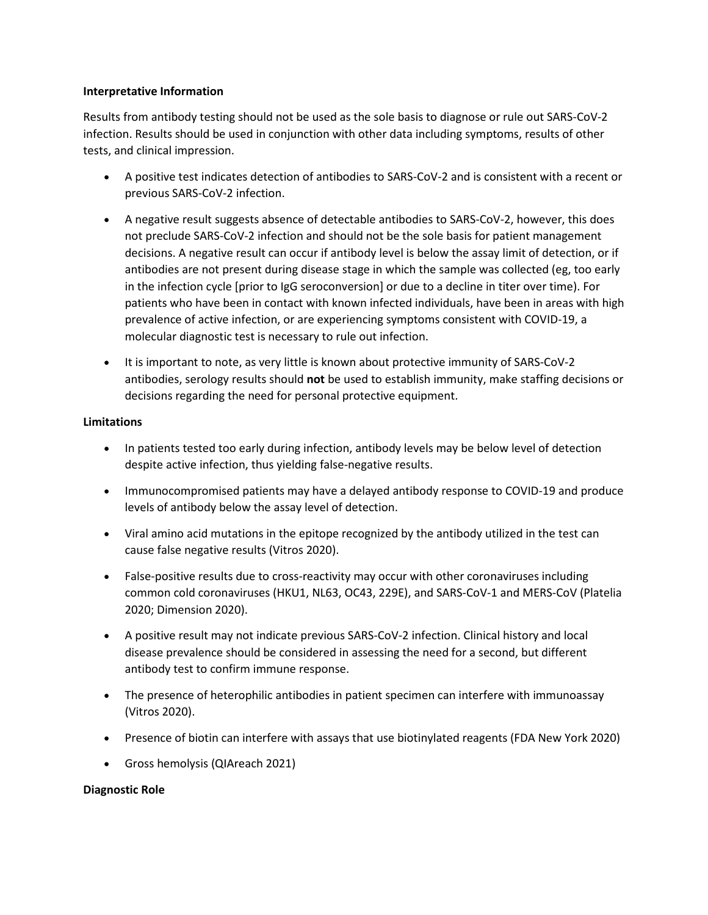**Interpretative Information**

Results from antibody testing should not be used as the sole basis to diagnose or rule out SARS-CoV-2 infection. Results should be used in conjunction with other data including symptoms, results of other tests, and clinical impression.

- A positive test indicates detection of antibodies to SARS-CoV-2 and is consistent with a recent or previous SARS-CoV-2 infection.
- A negative result suggests absence of detectable antibodies to SARS-CoV-2, however, this does not preclude SARS-CoV-2 infection and should not be the sole basis for patient management decisions. A negative result can occur if antibody level is below the assay limit of detection, or if antibodies are not present during disease stage in which the sample was collected (eg, too early in the infection cycle [prior to IgG seroconversion] or due to a decline in titer over time). For patients who have been in contact with known infected individuals, have been in areas with high prevalence of active infection, or are experiencing symptoms consistent with COVID-19, a molecular diagnostic test is necessary to rule out infection.
- It is important to note, as very little is known about protective immunity of SARS-CoV-2 antibodies, serology results should **not** be used to establish immunity, make staffing decisions or decisions regarding the need for personal protective equipment.

**Limitations**

- In patients tested too early during infection, antibody levels may be below level of detection despite active infection, thus yielding false-negative results.
- Immunocompromised patients may have a delayed antibody response to COVID-19 and produce levels of antibody below the assay level of detection.
- Viral amino acid mutations in the epitope recognized by the antibody utilized in the test can cause false negative results (Vitros 2020).
- False-positive results due to cross-reactivity may occur with other coronaviruses including common cold coronaviruses (HKU1, NL63, OC43, 229E), and SARS-CoV-1 and MERS-CoV (Platelia 2020; Dimension 2020).
- A positive result may not indicate previous SARS-CoV-2 infection. Clinical history and local disease prevalence should be considered in assessing the need for a second, but different antibody test to confirm immune response.
- The presence of heterophilic antibodies in patient specimen can interfere with immunoassay (Vitros 2020).
- Presence of biotin can interfere with assays that use biotinylated reagents (FDA New York 2020)
- Gross hemolysis (QIAreach 2021)

**Diagnostic Role**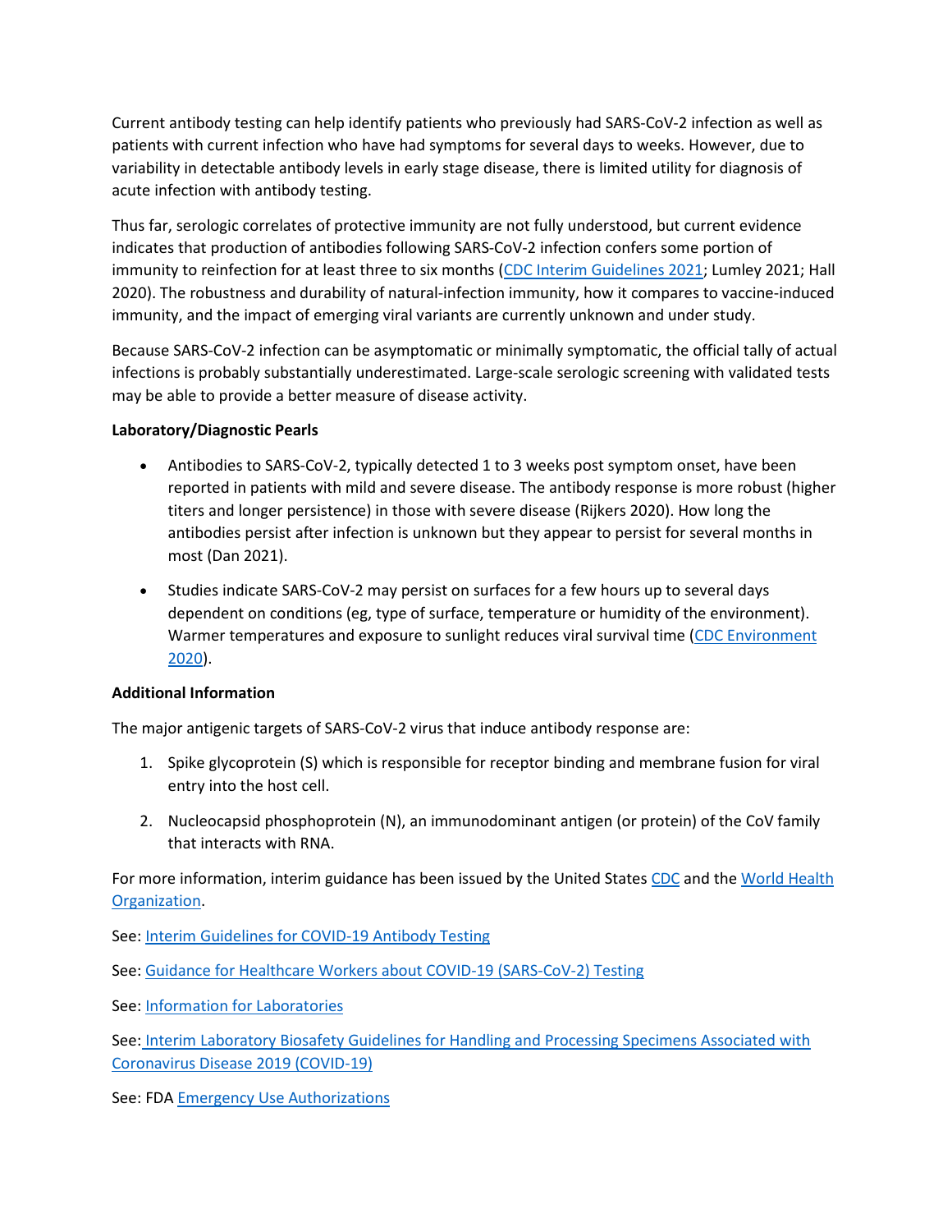Current antibody testing can help identify patients who previously had SARS-CoV-2 infection as well as patients with current infection who have had symptoms for several days to weeks. However, due to variability in detectable antibody levels in early stage disease, there is limited utility for diagnosis of acute infection with antibody testing.

Thus far, serologic correlates of protective immunity are not fully understood, but current evidence indicates that production of antibodies following SARS-CoV-2 infection confers some portion of immunity to reinfection for at least three to six months (CDC Interim Guidelines 2021; Lumley 2021; Hall 2020). The robustness and durability of natural-infection immunity, how it compares to vaccine-induced immunity, and the impact of emerging viral variants are currently unknown and under study.

Because SARS-CoV-2 infection can be asymptomatic or minimally symptomatic, the official tally of actual infections is probably substantially underestimated. Large-scale serologic screening with validated tests may be able to provide a better measure of disease activity.

**Laboratory/Diagnostic Pearls**

- Antibodies to SARS-CoV-2, typically detected 1 to 3 weeks post symptom onset, have been reported in patients with mild and severe disease. The antibody response is more robust (higher titers and longer persistence) in those with severe disease (Rijkers 2020). How long the antibodies persist after infection is unknown but they appear to persist for several months in most (Dan 2021).
- Studies indicate SARS-CoV-2 may persist on surfaces for a few hours up to several days dependent on conditions (eg, type of surface, temperature or humidity of the environment). Warmer temperatures and exposure to sunlight reduces viral survival time (CDC Environment 2020).

**Additional Information**

The major antigenic targets of SARS-CoV-2 virus that induce antibody response are:

1. Spike glycoprotein (S) which is responsible for receptor binding and membrane fusion for viral entry into the host cell.
2. Nucleocapsid phosphoprotein (N), an immunodominant antigen (or protein) of the CoV family that interacts with RNA.

For more information, interim guidance has been issued by the United States CDC and the World Health Organization.

See: Interim Guidelines for COVID-19 Antibody Testing

See: Guidance for Healthcare Workers about COVID-19 (SARS-CoV-2) Testing

See: Information for Laboratories

See: Interim Laboratory Biosafety Guidelines for Handling and Processing Specimens Associated with Coronavirus Disease 2019 (COVID-19)

See: FDA Emergency Use Authorizations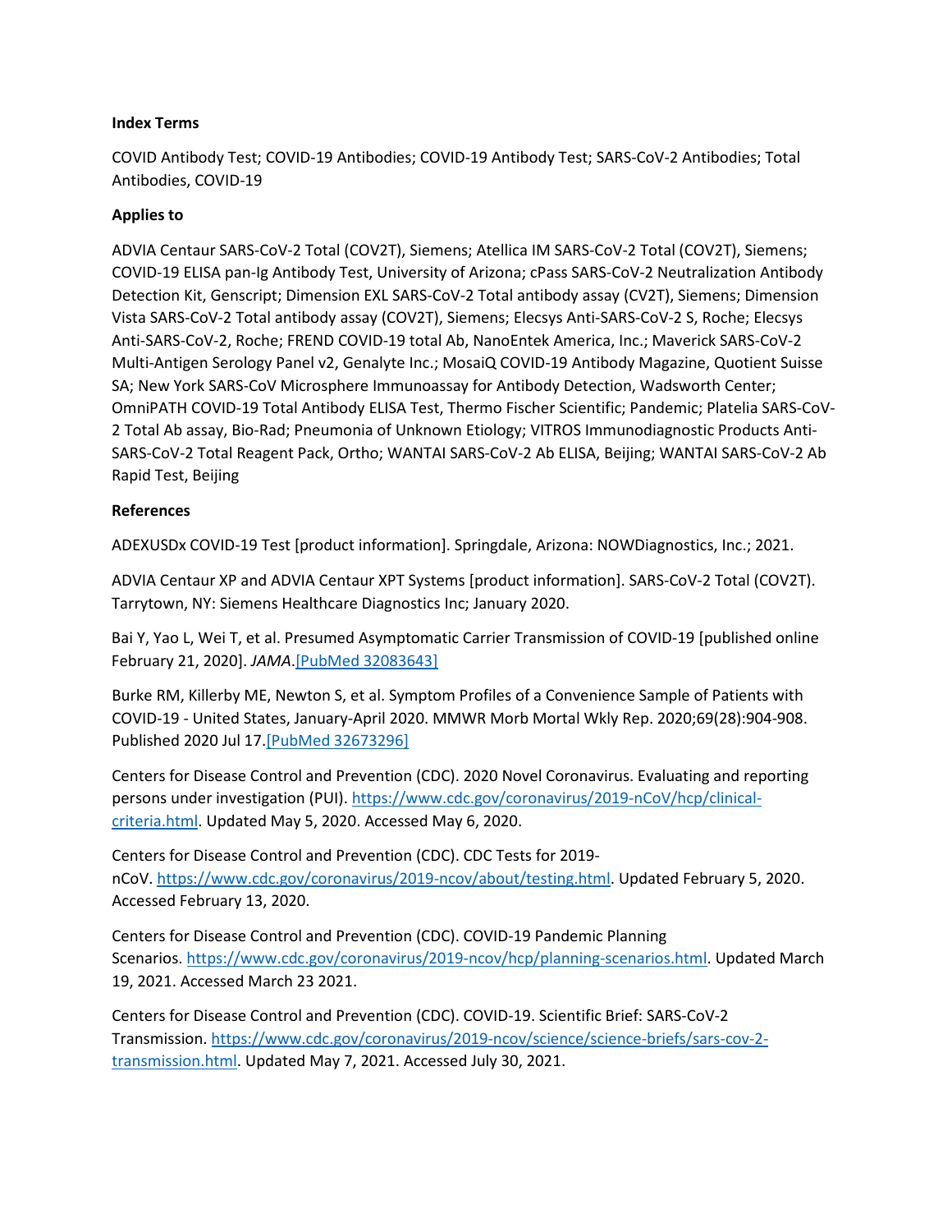**Index Terms**

COVID Antibody Test; COVID-19 Antibodies; COVID-19 Antibody Test; SARS-CoV-2 Antibodies; Total Antibodies, COVID-19

**Applies to**

ADVIA Centaur SARS-CoV-2 Total (COV2T), Siemens; Atellica IM SARS-CoV-2 Total (COV2T), Siemens; COVID-19 ELISA pan-Ig Antibody Test, University of Arizona; cPass SARS-CoV-2 Neutralization Antibody Detection Kit, Genscript; Dimension EXL SARS-CoV-2 Total antibody assay (CV2T), Siemens; Dimension Vista SARS-CoV-2 Total antibody assay (COV2T), Siemens; Elecsys Anti-SARS-CoV-2 S, Roche; Elecsys Anti-SARS-CoV-2, Roche; FREND COVID-19 total Ab, NanoEntek America, Inc.; Maverick SARS-CoV-2 Multi-Antigen Serology Panel v2, Genalyte Inc.; MosaiQ COVID-19 Antibody Magazine, Quotient Suisse SA; New York SARS-CoV Microsphere Immunoassay for Antibody Detection, Wadsworth Center; OmniPATH COVID-19 Total Antibody ELISA Test, Thermo Fischer Scientific; Pandemic; Platelia SARS-CoV-2 Total Ab assay, Bio-Rad; Pneumonia of Unknown Etiology; VITROS Immunodiagnostic Products Anti-SARS-CoV-2 Total Reagent Pack, Ortho; WANTAI SARS-CoV-2 Ab ELISA, Beijing; WANTAI SARS-CoV-2 Ab Rapid Test, Beijing

**References**

ADEXUSDx COVID-19 Test [product information]. Springdale, Arizona: NOWDiagnostics, Inc.; 2021.

ADVIA Centaur XP and ADVIA Centaur XPT Systems [product information]. SARS-CoV-2 Total (COV2T). Tarrytown, NY: Siemens Healthcare Diagnostics Inc; January 2020.

Bai Y, Yao L, Wei T, et al. Presumed Asymptomatic Carrier Transmission of COVID-19 [published online February 21, 2020]. *JAMA*.[PubMed 32083643]

Burke RM, Killerby ME, Newton S, et al. Symptom Profiles of a Convenience Sample of Patients with COVID-19 - United States, January-April 2020. MMWR Morb Mortal Wkly Rep. 2020;69(28):904-908. Published 2020 Jul 17.[PubMed 32673296]

Centers for Disease Control and Prevention (CDC). 2020 Novel Coronavirus. Evaluating and reporting persons under investigation (PUI). https://www.cdc.gov/coronavirus/2019-nCoV/hcp/clinical-criteria.html. Updated May 5, 2020. Accessed May 6, 2020.

Centers for Disease Control and Prevention (CDC). CDC Tests for 2019-nCoV. https://www.cdc.gov/coronavirus/2019-ncov/about/testing.html. Updated February 5, 2020. Accessed February 13, 2020.

Centers for Disease Control and Prevention (CDC). COVID-19 Pandemic Planning Scenarios. https://www.cdc.gov/coronavirus/2019-ncov/hcp/planning-scenarios.html. Updated March 19, 2021. Accessed March 23 2021.

Centers for Disease Control and Prevention (CDC). COVID-19. Scientific Brief: SARS-CoV-2 Transmission. https://www.cdc.gov/coronavirus/2019-ncov/science/science-briefs/sars-cov-2-transmission.html. Updated May 7, 2021. Accessed July 30, 2021.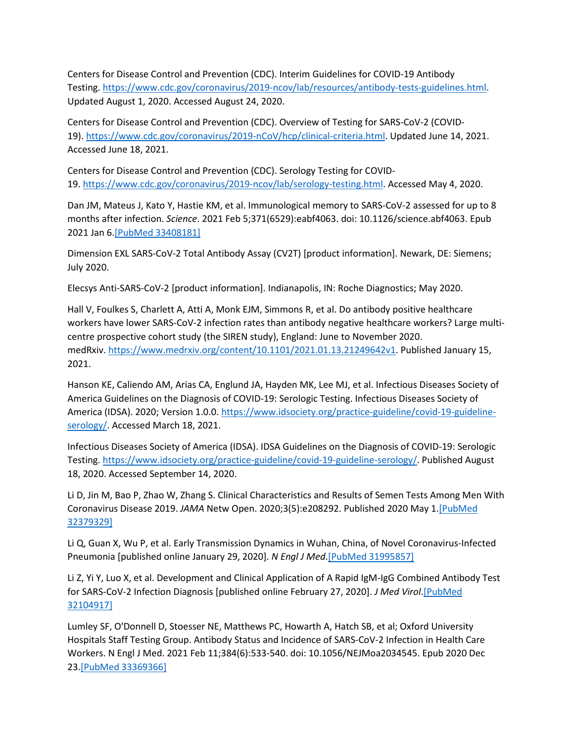Centers for Disease Control and Prevention (CDC). Interim Guidelines for COVID-19 Antibody Testing. [https://www.cdc.gov/coronavirus/2019-ncov/lab/resources/antibody-tests-guidelines.html](https://www.cdc.gov/coronavirus/2019-ncov/lab/resources/antibody-tests-guidelines.html). Updated August 1, 2020. Accessed August 24, 2020.

Centers for Disease Control and Prevention (CDC). Overview of Testing for SARS-CoV-2 (COVID-19). [https://www.cdc.gov/coronavirus/2019-nCoV/hcp/clinical-criteria.html](https://www.cdc.gov/coronavirus/2019-nCoV/hcp/clinical-criteria.html). Updated June 14, 2021. Accessed June 18, 2021.

Centers for Disease Control and Prevention (CDC). Serology Testing for COVID-19. [https://www.cdc.gov/coronavirus/2019-ncov/lab/serology-testing.html](https://www.cdc.gov/coronavirus/2019-ncov/lab/serology-testing.html). Accessed May 4, 2020.

Dan JM, Mateus J, Kato Y, Hastie KM, et al. Immunological memory to SARS-CoV-2 assessed for up to 8 months after infection. *Science*. 2021 Feb 5;371(6529):eabf4063. doi: 10.1126/science.abf4063. Epub 2021 Jan 6.[PubMed 33408181]

Dimension EXL SARS-CoV-2 Total Antibody Assay (CV2T) [product information]. Newark, DE: Siemens; July 2020.

Elecsys Anti-SARS-CoV-2 [product information]. Indianapolis, IN: Roche Diagnostics; May 2020.

Hall V, Foulkes S, Charlett A, Atti A, Monk EJM, Simmons R, et al. Do antibody positive healthcare workers have lower SARS-CoV-2 infection rates than antibody negative healthcare workers? Large multi-centre prospective cohort study (the SIREN study), England: June to November 2020. medRxiv. [https://www.medrxiv.org/content/10.1101/2021.01.13.21249642v1](https://www.medrxiv.org/content/10.1101/2021.01.13.21249642v1). Published January 15, 2021.

Hanson KE, Caliendo AM, Arias CA, Englund JA, Hayden MK, Lee MJ, et al. Infectious Diseases Society of America Guidelines on the Diagnosis of COVID-19: Serologic Testing. Infectious Diseases Society of America (IDSA). 2020; Version 1.0.0. [https://www.idsociety.org/practice-guideline/covid-19-guideline-serology/](https://www.idsociety.org/practice-guideline/covid-19-guideline-serology/). Accessed March 18, 2021.

Infectious Diseases Society of America (IDSA). IDSA Guidelines on the Diagnosis of COVID-19: Serologic Testing. [https://www.idsociety.org/practice-guideline/covid-19-guideline-serology/](https://www.idsociety.org/practice-guideline/covid-19-guideline-serology/). Published August 18, 2020. Accessed September 14, 2020.

Li D, Jin M, Bao P, Zhao W, Zhang S. Clinical Characteristics and Results of Semen Tests Among Men With Coronavirus Disease 2019. *JAMA* Netw Open. 2020;3(5):e208292. Published 2020 May 1.[PubMed 32379329]

Li Q, Guan X, Wu P, et al. Early Transmission Dynamics in Wuhan, China, of Novel Coronavirus-Infected Pneumonia [published online January 29, 2020]. *N Engl J Med*.[PubMed 31995857]

Li Z, Yi Y, Luo X, et al. Development and Clinical Application of A Rapid IgM-IgG Combined Antibody Test for SARS-CoV-2 Infection Diagnosis [published online February 27, 2020]. *J Med Virol*.[PubMed 32104917]

Lumley SF, O'Donnell D, Stoesser NE, Matthews PC, Howarth A, Hatch SB, et al; Oxford University Hospitals Staff Testing Group. Antibody Status and Incidence of SARS-CoV-2 Infection in Health Care Workers. N Engl J Med. 2021 Feb 11;384(6):533-540. doi: 10.1056/NEJMoa2034545. Epub 2020 Dec 23.[PubMed 33369366]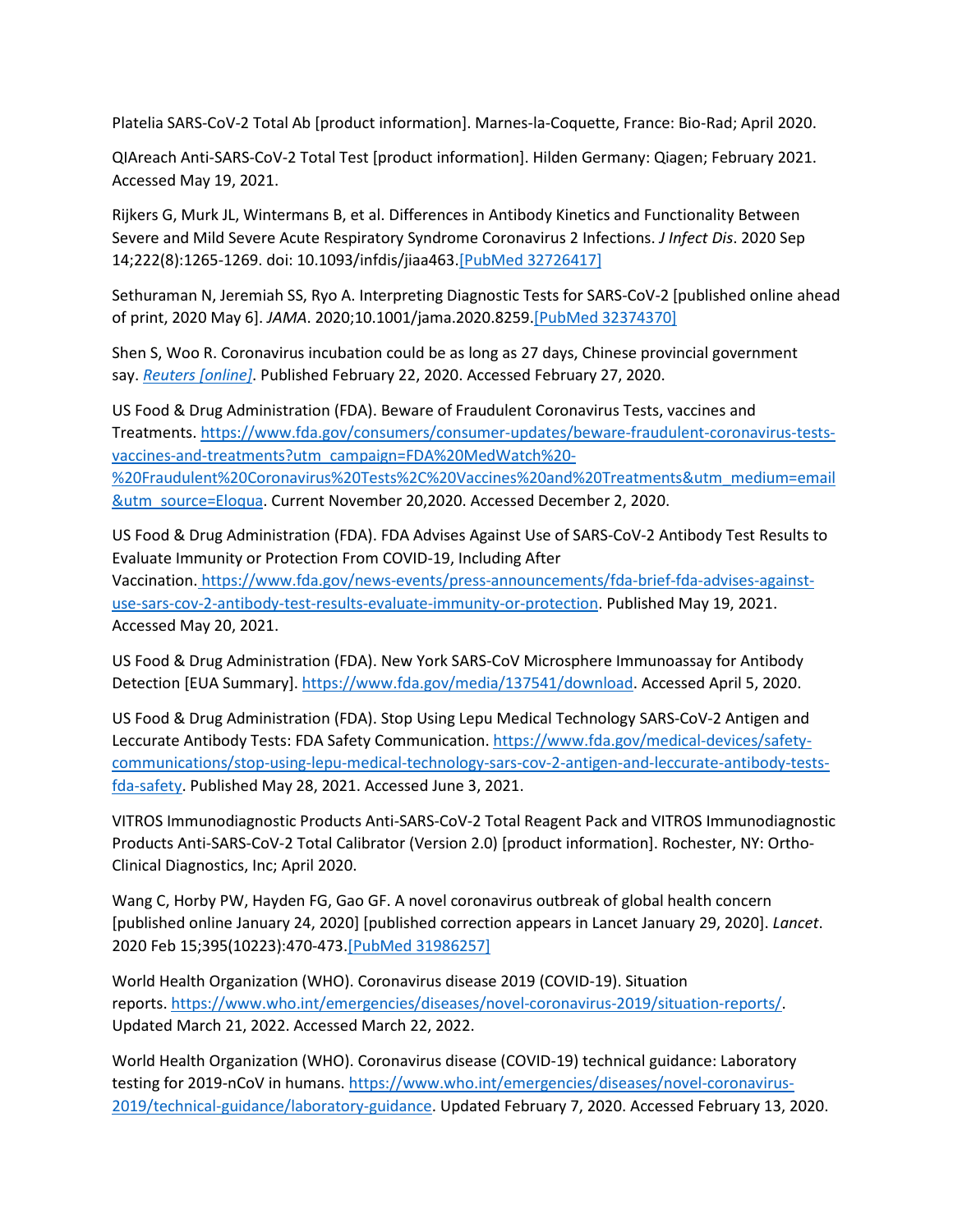Platelia SARS-CoV-2 Total Ab [product information]. Marnes-la-Coquette, France: Bio-Rad; April 2020.

QIAreach Anti-SARS-CoV-2 Total Test [product information]. Hilden Germany: Qiagen; February 2021. Accessed May 19, 2021.

Rijkers G, Murk JL, Wintermans B, et al. Differences in Antibody Kinetics and Functionality Between Severe and Mild Severe Acute Respiratory Syndrome Coronavirus 2 Infections. *J Infect Dis*. 2020 Sep 14;222(8):1265-1269. doi: 10.1093/infdis/jiaa463.[PubMed 32726417]

Sethuraman N, Jeremiah SS, Ryo A. Interpreting Diagnostic Tests for SARS-CoV-2 [published online ahead of print, 2020 May 6]. *JAMA*. 2020;10.1001/jama.2020.8259.[PubMed 32374370]

Shen S, Woo R. Coronavirus incubation could be as long as 27 days, Chinese provincial government say. *Reuters [online]*. Published February 22, 2020. Accessed February 27, 2020.

US Food & Drug Administration (FDA). Beware of Fraudulent Coronavirus Tests, vaccines and Treatments. https://www.fda.gov/consumers/consumer-updates/beware-fraudulent-coronavirus-tests-vaccines-and-treatments?utm_campaign=FDA%20MedWatch%20-%20Fraudulent%20Coronavirus%20Tests%2C%20Vaccines%20and%20Treatments&utm_medium=email&utm_source=Eloqua. Current November 20,2020. Accessed December 2, 2020.

US Food & Drug Administration (FDA). FDA Advises Against Use of SARS-CoV-2 Antibody Test Results to Evaluate Immunity or Protection From COVID-19, Including After Vaccination. https://www.fda.gov/news-events/press-announcements/fda-brief-fda-advises-against-use-sars-cov-2-antibody-test-results-evaluate-immunity-or-protection. Published May 19, 2021. Accessed May 20, 2021.

US Food & Drug Administration (FDA). New York SARS-CoV Microsphere Immunoassay for Antibody Detection [EUA Summary]. https://www.fda.gov/media/137541/download. Accessed April 5, 2020.

US Food & Drug Administration (FDA). Stop Using Lepu Medical Technology SARS-CoV-2 Antigen and Leccurate Antibody Tests: FDA Safety Communication. https://www.fda.gov/medical-devices/safety-communications/stop-using-lepu-medical-technology-sars-cov-2-antigen-and-leccurate-antibody-tests-fda-safety. Published May 28, 2021. Accessed June 3, 2021.

VITROS Immunodiagnostic Products Anti-SARS-CoV-2 Total Reagent Pack and VITROS Immunodiagnostic Products Anti-SARS-CoV-2 Total Calibrator (Version 2.0) [product information]. Rochester, NY: Ortho-Clinical Diagnostics, Inc; April 2020.

Wang C, Horby PW, Hayden FG, Gao GF. A novel coronavirus outbreak of global health concern [published online January 24, 2020] [published correction appears in Lancet January 29, 2020]. *Lancet*. 2020 Feb 15;395(10223):470-473.[PubMed 31986257]

World Health Organization (WHO). Coronavirus disease 2019 (COVID-19). Situation reports. https://www.who.int/emergencies/diseases/novel-coronavirus-2019/situation-reports/. Updated March 21, 2022. Accessed March 22, 2022.

World Health Organization (WHO). Coronavirus disease (COVID-19) technical guidance: Laboratory testing for 2019-nCoV in humans. https://www.who.int/emergencies/diseases/novel-coronavirus-2019/technical-guidance/laboratory-guidance. Updated February 7, 2020. Accessed February 13, 2020.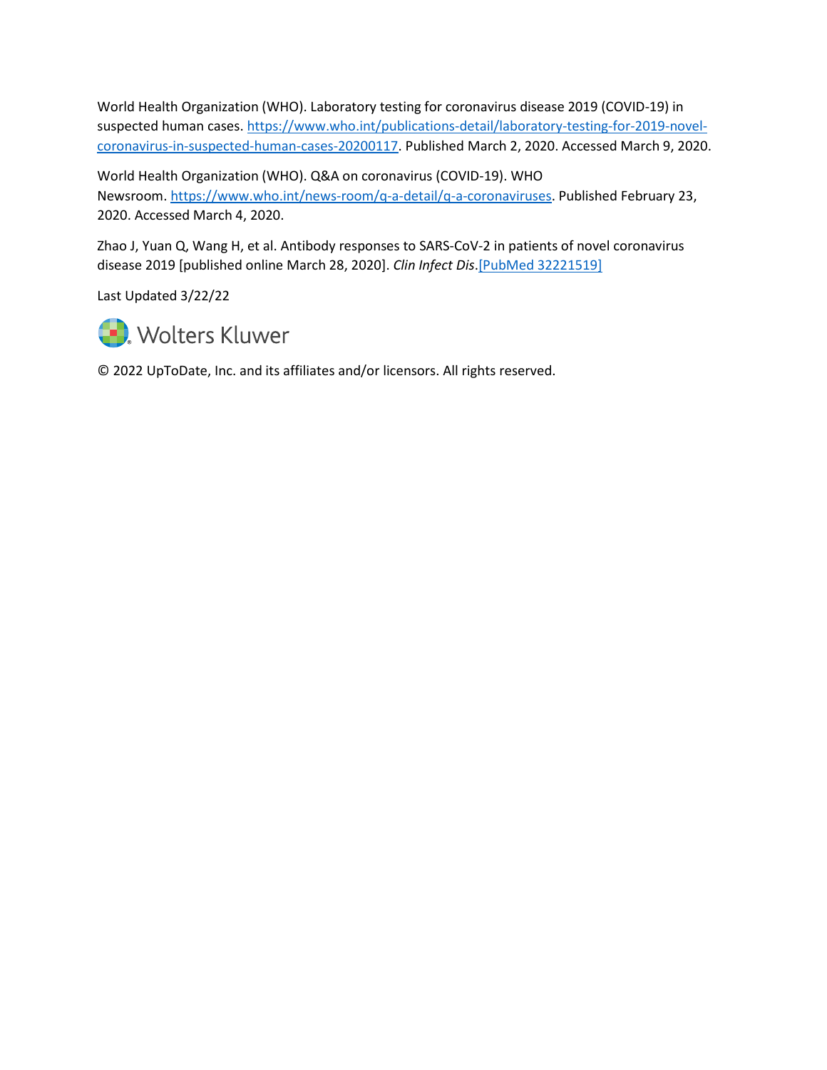World Health Organization (WHO). Laboratory testing for coronavirus disease 2019 (COVID-19) in suspected human cases. [https://www.who.int/publications-detail/laboratory-testing-for-2019-novel-coronavirus-in-suspected-human-cases-20200117](https://www.who.int/publications-detail/laboratory-testing-for-2019-novel-coronavirus-in-suspected-human-cases-20200117). Published March 2, 2020. Accessed March 9, 2020.

World Health Organization (WHO). Q&A on coronavirus (COVID-19). WHO Newsroom. [https://www.who.int/news-room/q-a-detail/q-a-coronaviruses](https://www.who.int/news-room/q-a-detail/q-a-coronaviruses). Published February 23, 2020. Accessed March 4, 2020.

Zhao J, Yuan Q, Wang H, et al. Antibody responses to SARS-CoV-2 in patients of novel coronavirus disease 2019 [published online March 28, 2020]. *Clin Infect Dis*.[PubMed 32221519]

Last Updated 3/22/22

Wolters Kluwer

© 2022 UpToDate, Inc. and its affiliates and/or licensors. All rights reserved.